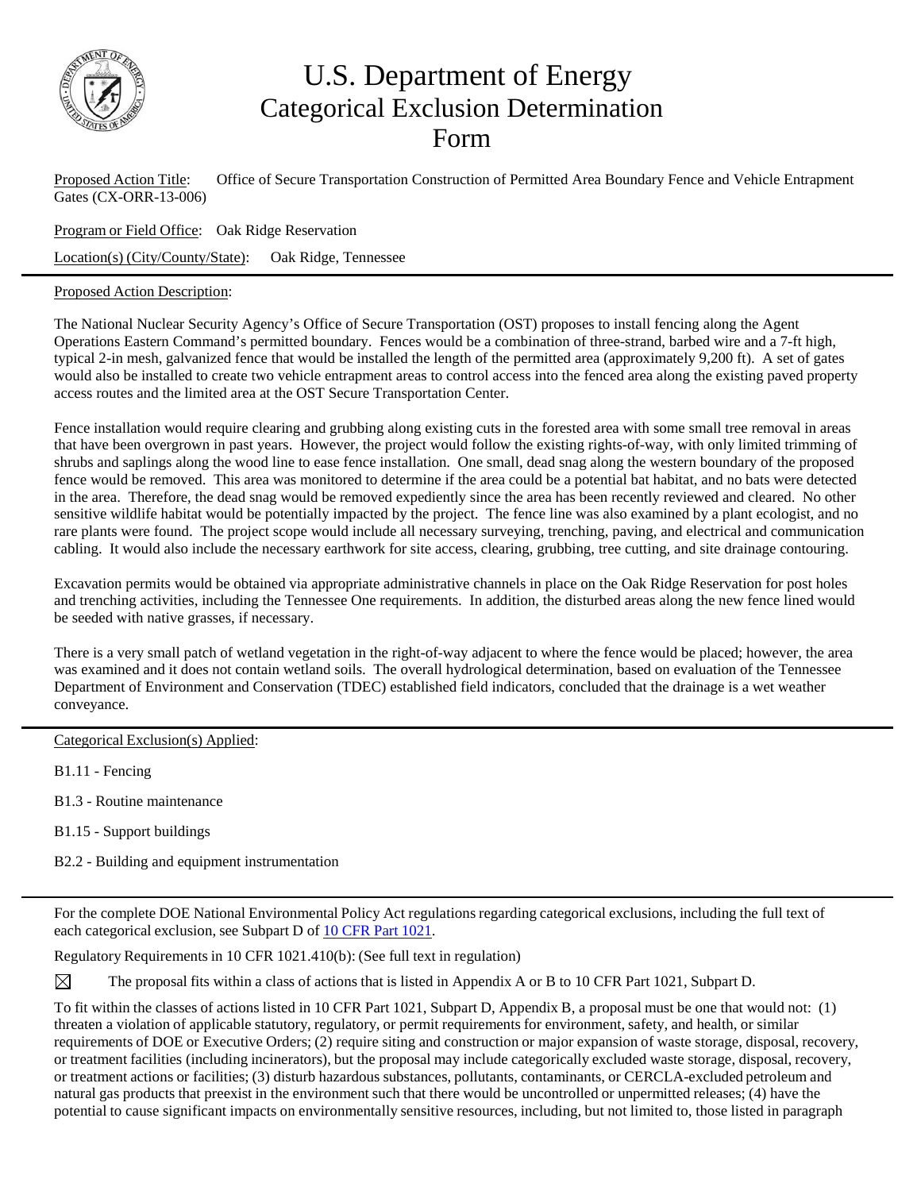# U.S. Department of Energy Categorical Exclusion Determination Form

Proposed Action Title: Office of Secure Transportation Construction of Permitted Area Boundary Fence and Vehicle Entrapment Gates (CX-ORR-13-006)

Program or Field Office: Oak Ridge Reservation

Location(s) (City/County/State): Oak Ridge, Tennessee

---

Proposed Action Description:

The National Nuclear Security Agency's Office of Secure Transportation (OST) proposes to install fencing along the Agent Operations Eastern Command's permitted boundary. Fences would be a combination of three-strand, barbed wire and a 7-ft high, typical 2-in mesh, galvanized fence that would be installed the length of the permitted area (approximately 9,200 ft). A set of gates would also be installed to create two vehicle entrapment areas to control access into the fenced area along the existing paved property access routes and the limited area at the OST Secure Transportation Center.

Fence installation would require clearing and grubbing along existing cuts in the forested area with some small tree removal in areas that have been overgrown in past years. However, the project would follow the existing rights-of-way, with only limited trimming of shrubs and saplings along the wood line to ease fence installation. One small, dead snag along the western boundary of the proposed fence would be removed. This area was monitored to determine if the area could be a potential bat habitat, and no bats were detected in the area. Therefore, the dead snag would be removed expediently since the area has been recently reviewed and cleared. No other sensitive wildlife habitat would be potentially impacted by the project. The fence line was also examined by a plant ecologist, and no rare plants were found. The project scope would include all necessary surveying, trenching, paving, and electrical and communication cabling. It would also include the necessary earthwork for site access, clearing, grubbing, tree cutting, and site drainage contouring.

Excavation permits would be obtained via appropriate administrative channels in place on the Oak Ridge Reservation for post holes and trenching activities, including the Tennessee One requirements. In addition, the disturbed areas along the new fence lined would be seeded with native grasses, if necessary.

There is a very small patch of wetland vegetation in the right-of-way adjacent to where the fence would be placed; however, the area was examined and it does not contain wetland soils. The overall hydrological determination, based on evaluation of the Tennessee Department of Environment and Conservation (TDEC) established field indicators, concluded that the drainage is a wet weather conveyance.

---

Categorical Exclusion(s) Applied:

B1.11 - Fencing

B1.3 - Routine maintenance

B1.15 - Support buildings

B2.2 - Building and equipment instrumentation

---

For the complete DOE National Environmental Policy Act regulations regarding categorical exclusions, including the full text of each categorical exclusion, see Subpart D of 10 CFR Part 1021.

Regulatory Requirements in 10 CFR 1021.410(b): (See full text in regulation)

☒ The proposal fits within a class of actions that is listed in Appendix A or B to 10 CFR Part 1021, Subpart D.

To fit within the classes of actions listed in 10 CFR Part 1021, Subpart D, Appendix B, a proposal must be one that would not: (1) threaten a violation of applicable statutory, regulatory, or permit requirements for environment, safety, and health, or similar requirements of DOE or Executive Orders; (2) require siting and construction or major expansion of waste storage, disposal, recovery, or treatment facilities (including incinerators), but the proposal may include categorically excluded waste storage, disposal, recovery, or treatment actions or facilities; (3) disturb hazardous substances, pollutants, contaminants, or CERCLA-excluded petroleum and natural gas products that preexist in the environment such that there would be uncontrolled or unpermitted releases; (4) have the potential to cause significant impacts on environmentally sensitive resources, including, but not limited to, those listed in paragraph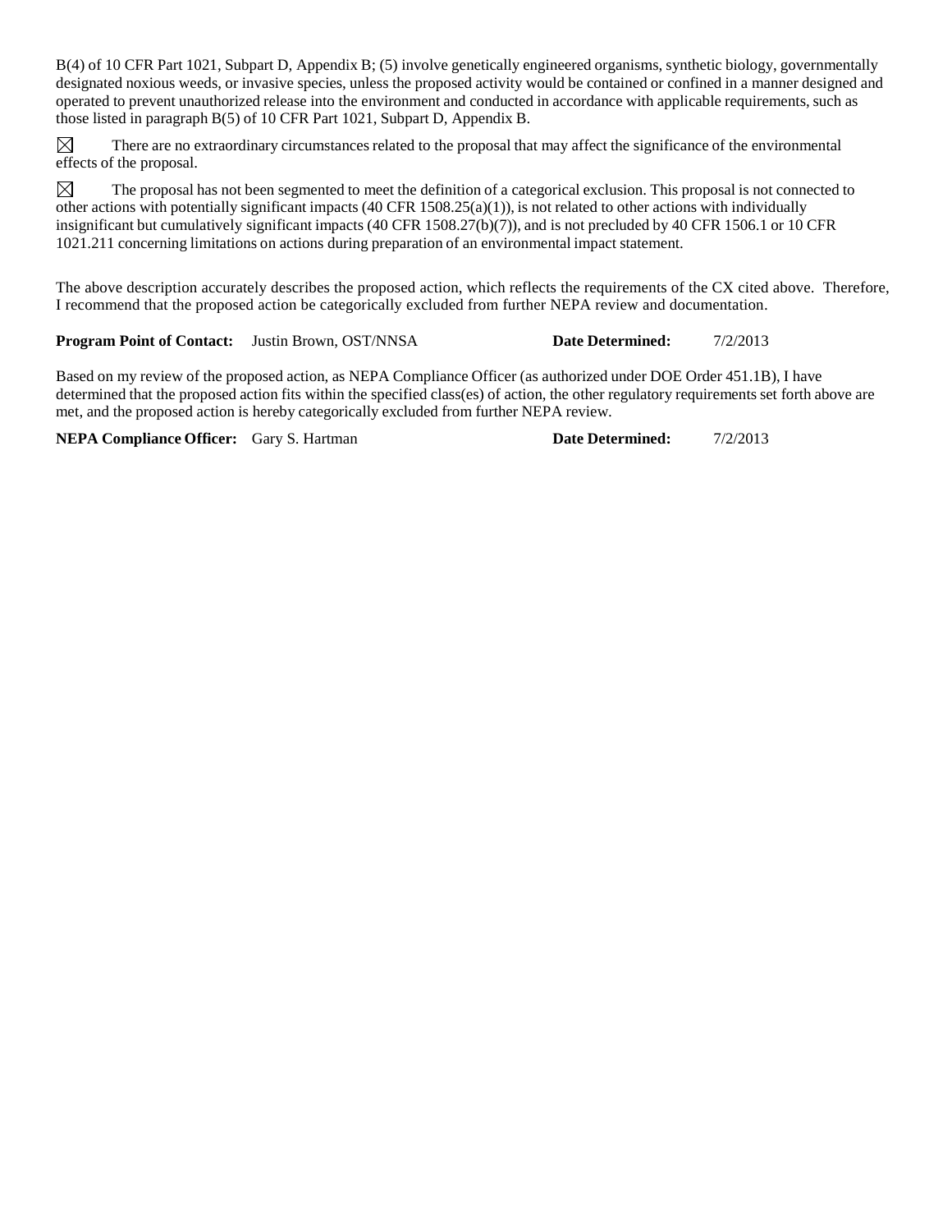B(4) of 10 CFR Part 1021, Subpart D, Appendix B; (5) involve genetically engineered organisms, synthetic biology, governmentally designated noxious weeds, or invasive species, unless the proposed activity would be contained or confined in a manner designed and operated to prevent unauthorized release into the environment and conducted in accordance with applicable requirements, such as those listed in paragraph B(5) of 10 CFR Part 1021, Subpart D, Appendix B.

☒ There are no extraordinary circumstances related to the proposal that may affect the significance of the environmental effects of the proposal.

☒ The proposal has not been segmented to meet the definition of a categorical exclusion. This proposal is not connected to other actions with potentially significant impacts (40 CFR 1508.25(a)(1)), is not related to other actions with individually insignificant but cumulatively significant impacts (40 CFR 1508.27(b)(7)), and is not precluded by 40 CFR 1506.1 or 10 CFR 1021.211 concerning limitations on actions during preparation of an environmental impact statement.

The above description accurately describes the proposed action, which reflects the requirements of the CX cited above. Therefore, I recommend that the proposed action be categorically excluded from further NEPA review and documentation.

**Program Point of Contact:** Justin Brown, OST/NNSA **Date Determined:** 7/2/2013

Based on my review of the proposed action, as NEPA Compliance Officer (as authorized under DOE Order 451.1B), I have determined that the proposed action fits within the specified class(es) of action, the other regulatory requirements set forth above are met, and the proposed action is hereby categorically excluded from further NEPA review.

**NEPA Compliance Officer:** Gary S. Hartman **Date Determined:** 7/2/2013